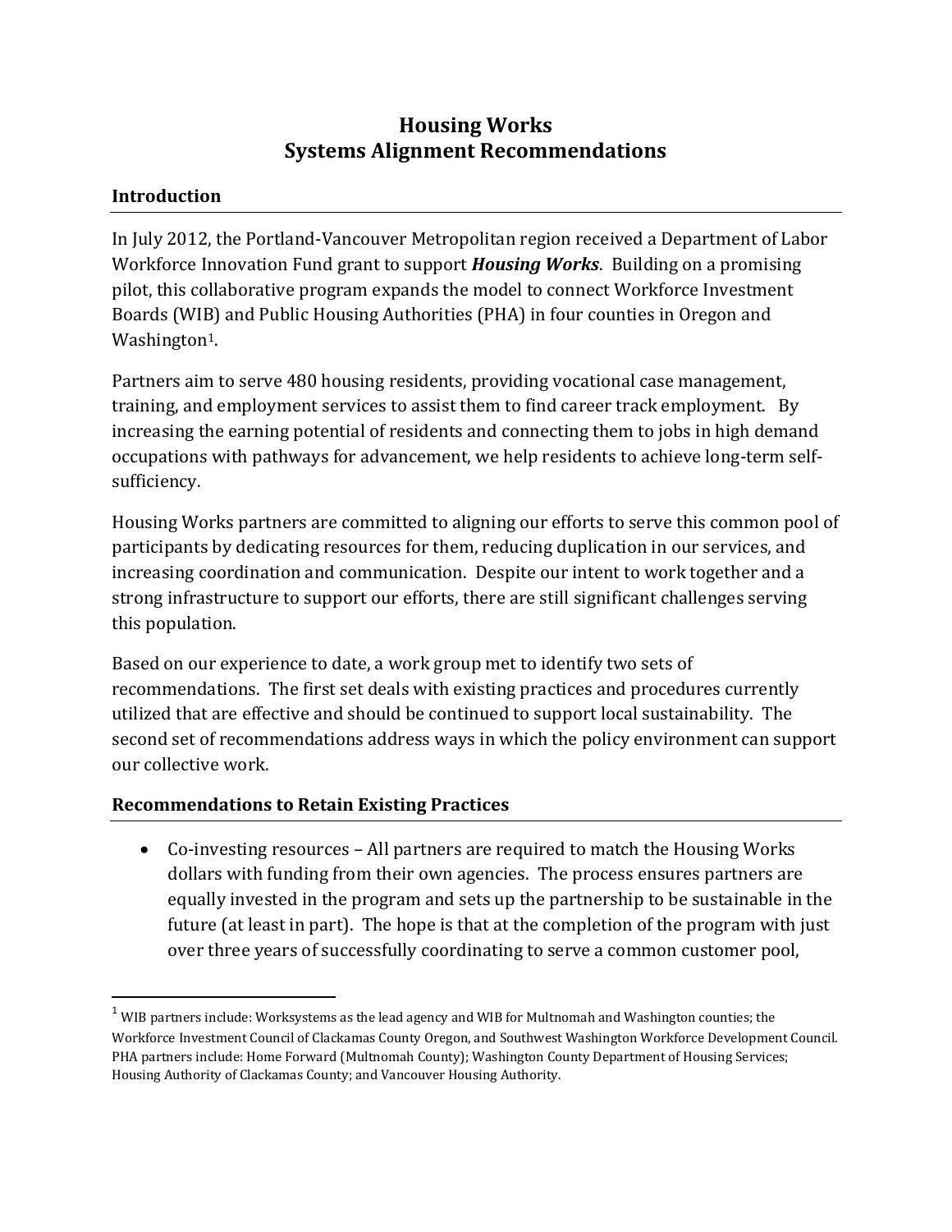# Housing Works
# Systems Alignment Recommendations

## Introduction

In July 2012, the Portland-Vancouver Metropolitan region received a Department of Labor Workforce Innovation Fund grant to support ***Housing Works***. Building on a promising pilot, this collaborative program expands the model to connect Workforce Investment Boards (WIB) and Public Housing Authorities (PHA) in four counties in Oregon and Washington[1].

Partners aim to serve 480 housing residents, providing vocational case management, training, and employment services to assist them to find career track employment. By increasing the earning potential of residents and connecting them to jobs in high demand occupations with pathways for advancement, we help residents to achieve long-term self-sufficiency.

Housing Works partners are committed to aligning our efforts to serve this common pool of participants by dedicating resources for them, reducing duplication in our services, and increasing coordination and communication. Despite our intent to work together and a strong infrastructure to support our efforts, there are still significant challenges serving this population.

Based on our experience to date, a work group met to identify two sets of recommendations. The first set deals with existing practices and procedures currently utilized that are effective and should be continued to support local sustainability. The second set of recommendations address ways in which the policy environment can support our collective work.

## Recommendations to Retain Existing Practices

- Co-investing resources – All partners are required to match the Housing Works dollars with funding from their own agencies. The process ensures partners are equally invested in the program and sets up the partnership to be sustainable in the future (at least in part). The hope is that at the completion of the program with just over three years of successfully coordinating to serve a common customer pool,

---

[1] WIB partners include: Worksystems as the lead agency and WIB for Multnomah and Washington counties; the Workforce Investment Council of Clackamas County Oregon, and Southwest Washington Workforce Development Council. PHA partners include: Home Forward (Multnomah County); Washington County Department of Housing Services; Housing Authority of Clackamas County; and Vancouver Housing Authority.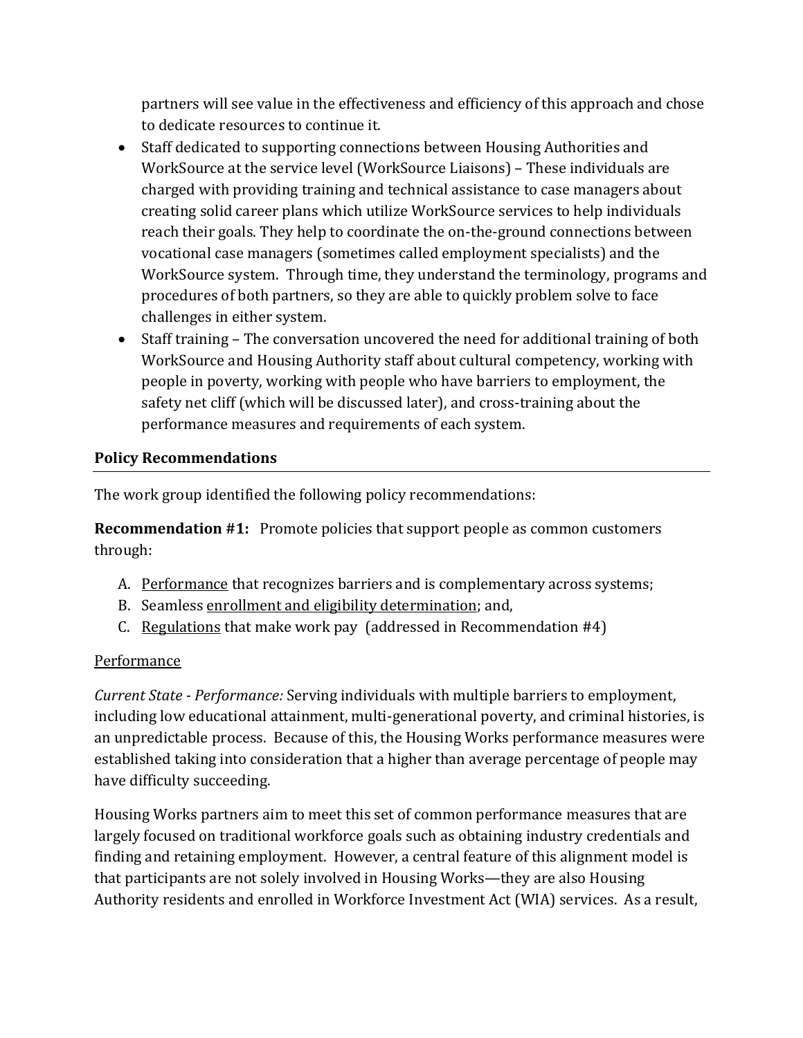partners will see value in the effectiveness and efficiency of this approach and chose to dedicate resources to continue it.

- Staff dedicated to supporting connections between Housing Authorities and WorkSource at the service level (WorkSource Liaisons) – These individuals are charged with providing training and technical assistance to case managers about creating solid career plans which utilize WorkSource services to help individuals reach their goals. They help to coordinate the on-the-ground connections between vocational case managers (sometimes called employment specialists) and the WorkSource system. Through time, they understand the terminology, programs and procedures of both partners, so they are able to quickly problem solve to face challenges in either system.
- Staff training – The conversation uncovered the need for additional training of both WorkSource and Housing Authority staff about cultural competency, working with people in poverty, working with people who have barriers to employment, the safety net cliff (which will be discussed later), and cross-training about the performance measures and requirements of each system.

## Policy Recommendations

The work group identified the following policy recommendations:

**Recommendation #1:** Promote policies that support people as common customers through:

A. <u>Performance</u> that recognizes barriers and is complementary across systems;
B. Seamless <u>enrollment and eligibility determination</u>; and,
C. <u>Regulations</u> that make work pay (addressed in Recommendation #4)

<u>Performance</u>

*Current State - Performance:* Serving individuals with multiple barriers to employment, including low educational attainment, multi-generational poverty, and criminal histories, is an unpredictable process. Because of this, the Housing Works performance measures were established taking into consideration that a higher than average percentage of people may have difficulty succeeding.

Housing Works partners aim to meet this set of common performance measures that are largely focused on traditional workforce goals such as obtaining industry credentials and finding and retaining employment. However, a central feature of this alignment model is that participants are not solely involved in Housing Works—they are also Housing Authority residents and enrolled in Workforce Investment Act (WIA) services. As a result,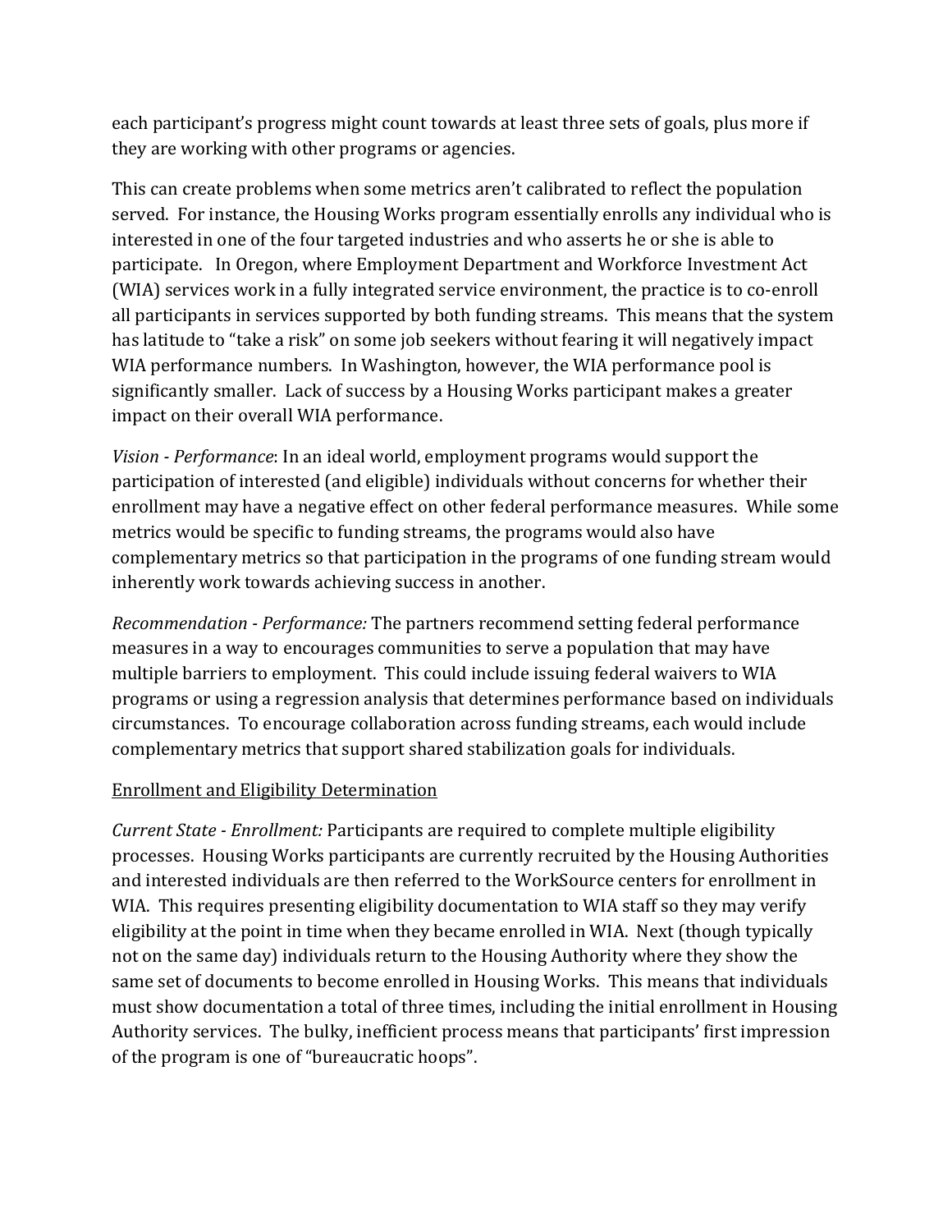each participant's progress might count towards at least three sets of goals, plus more if they are working with other programs or agencies.

This can create problems when some metrics aren't calibrated to reflect the population served. For instance, the Housing Works program essentially enrolls any individual who is interested in one of the four targeted industries and who asserts he or she is able to participate. In Oregon, where Employment Department and Workforce Investment Act (WIA) services work in a fully integrated service environment, the practice is to co-enroll all participants in services supported by both funding streams. This means that the system has latitude to "take a risk" on some job seekers without fearing it will negatively impact WIA performance numbers. In Washington, however, the WIA performance pool is significantly smaller. Lack of success by a Housing Works participant makes a greater impact on their overall WIA performance.

*Vision - Performance*: In an ideal world, employment programs would support the participation of interested (and eligible) individuals without concerns for whether their enrollment may have a negative effect on other federal performance measures. While some metrics would be specific to funding streams, the programs would also have complementary metrics so that participation in the programs of one funding stream would inherently work towards achieving success in another.

*Recommendation - Performance:* The partners recommend setting federal performance measures in a way to encourages communities to serve a population that may have multiple barriers to employment. This could include issuing federal waivers to WIA programs or using a regression analysis that determines performance based on individuals circumstances. To encourage collaboration across funding streams, each would include complementary metrics that support shared stabilization goals for individuals.

<u>Enrollment and Eligibility Determination</u>

*Current State - Enrollment:* Participants are required to complete multiple eligibility processes. Housing Works participants are currently recruited by the Housing Authorities and interested individuals are then referred to the WorkSource centers for enrollment in WIA. This requires presenting eligibility documentation to WIA staff so they may verify eligibility at the point in time when they became enrolled in WIA. Next (though typically not on the same day) individuals return to the Housing Authority where they show the same set of documents to become enrolled in Housing Works. This means that individuals must show documentation a total of three times, including the initial enrollment in Housing Authority services. The bulky, inefficient process means that participants' first impression of the program is one of "bureaucratic hoops".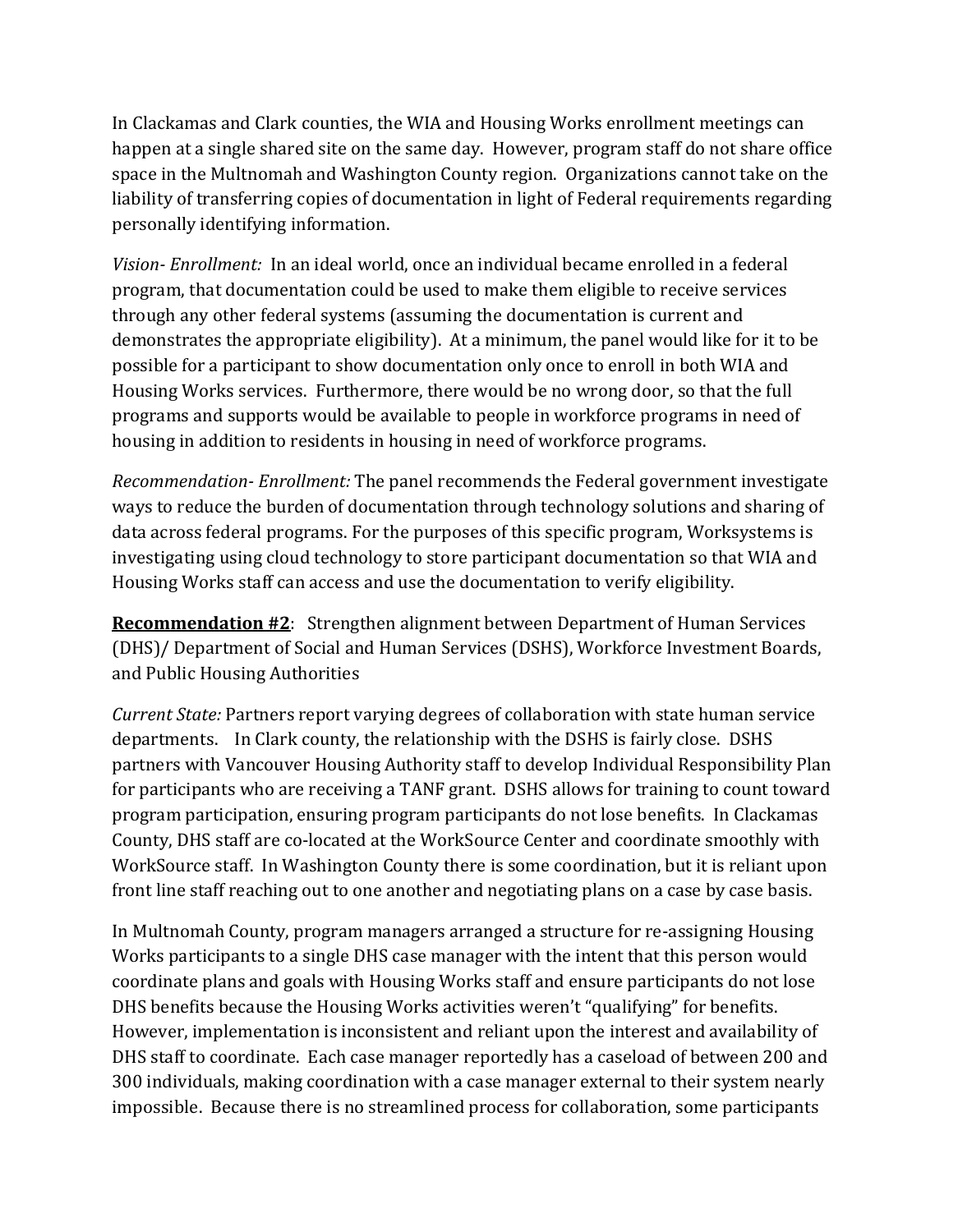In Clackamas and Clark counties, the WIA and Housing Works enrollment meetings can happen at a single shared site on the same day. However, program staff do not share office space in the Multnomah and Washington County region. Organizations cannot take on the liability of transferring copies of documentation in light of Federal requirements regarding personally identifying information.

*Vision- Enrollment:* In an ideal world, once an individual became enrolled in a federal program, that documentation could be used to make them eligible to receive services through any other federal systems (assuming the documentation is current and demonstrates the appropriate eligibility). At a minimum, the panel would like for it to be possible for a participant to show documentation only once to enroll in both WIA and Housing Works services. Furthermore, there would be no wrong door, so that the full programs and supports would be available to people in workforce programs in need of housing in addition to residents in housing in need of workforce programs.

*Recommendation- Enrollment:* The panel recommends the Federal government investigate ways to reduce the burden of documentation through technology solutions and sharing of data across federal programs. For the purposes of this specific program, Worksystems is investigating using cloud technology to store participant documentation so that WIA and Housing Works staff can access and use the documentation to verify eligibility.

**Recommendation #2**: Strengthen alignment between Department of Human Services (DHS)/ Department of Social and Human Services (DSHS), Workforce Investment Boards, and Public Housing Authorities

*Current State:* Partners report varying degrees of collaboration with state human service departments. In Clark county, the relationship with the DSHS is fairly close. DSHS partners with Vancouver Housing Authority staff to develop Individual Responsibility Plan for participants who are receiving a TANF grant. DSHS allows for training to count toward program participation, ensuring program participants do not lose benefits. In Clackamas County, DHS staff are co-located at the WorkSource Center and coordinate smoothly with WorkSource staff. In Washington County there is some coordination, but it is reliant upon front line staff reaching out to one another and negotiating plans on a case by case basis.

In Multnomah County, program managers arranged a structure for re-assigning Housing Works participants to a single DHS case manager with the intent that this person would coordinate plans and goals with Housing Works staff and ensure participants do not lose DHS benefits because the Housing Works activities weren't "qualifying" for benefits. However, implementation is inconsistent and reliant upon the interest and availability of DHS staff to coordinate. Each case manager reportedly has a caseload of between 200 and 300 individuals, making coordination with a case manager external to their system nearly impossible. Because there is no streamlined process for collaboration, some participants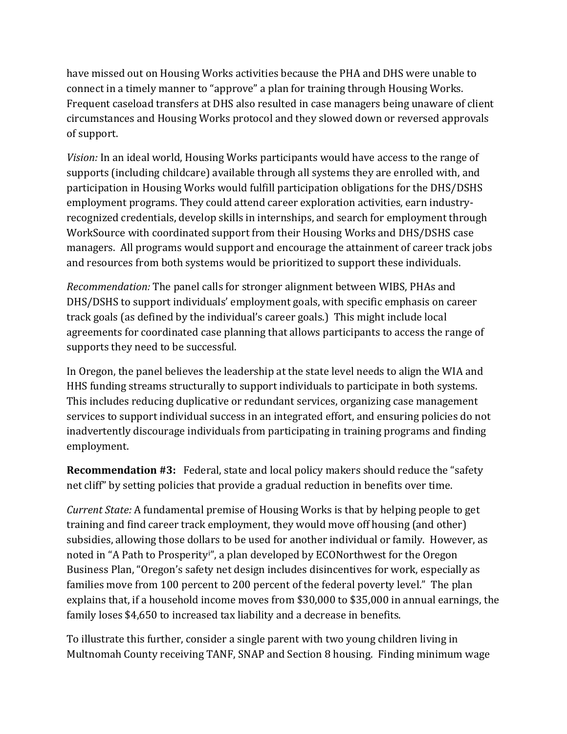have missed out on Housing Works activities because the PHA and DHS were unable to connect in a timely manner to "approve" a plan for training through Housing Works. Frequent caseload transfers at DHS also resulted in case managers being unaware of client circumstances and Housing Works protocol and they slowed down or reversed approvals of support.

*Vision:* In an ideal world, Housing Works participants would have access to the range of supports (including childcare) available through all systems they are enrolled with, and participation in Housing Works would fulfill participation obligations for the DHS/DSHS employment programs. They could attend career exploration activities, earn industry-recognized credentials, develop skills in internships, and search for employment through WorkSource with coordinated support from their Housing Works and DHS/DSHS case managers. All programs would support and encourage the attainment of career track jobs and resources from both systems would be prioritized to support these individuals.

*Recommendation:* The panel calls for stronger alignment between WIBS, PHAs and DHS/DSHS to support individuals' employment goals, with specific emphasis on career track goals (as defined by the individual's career goals.) This might include local agreements for coordinated case planning that allows participants to access the range of supports they need to be successful.

In Oregon, the panel believes the leadership at the state level needs to align the WIA and HHS funding streams structurally to support individuals to participate in both systems. This includes reducing duplicative or redundant services, organizing case management services to support individual success in an integrated effort, and ensuring policies do not inadvertently discourage individuals from participating in training programs and finding employment.

**Recommendation #3:** Federal, state and local policy makers should reduce the "safety net cliff" by setting policies that provide a gradual reduction in benefits over time.

*Current State:* A fundamental premise of Housing Works is that by helping people to get training and find career track employment, they would move off housing (and other) subsidies, allowing those dollars to be used for another individual or family. However, as noted in "A Path to Prosperity[i]", a plan developed by ECONorthwest for the Oregon Business Plan, "Oregon's safety net design includes disincentives for work, especially as families move from 100 percent to 200 percent of the federal poverty level." The plan explains that, if a household income moves from $30,000 to $35,000 in annual earnings, the family loses $4,650 to increased tax liability and a decrease in benefits.

To illustrate this further, consider a single parent with two young children living in Multnomah County receiving TANF, SNAP and Section 8 housing. Finding minimum wage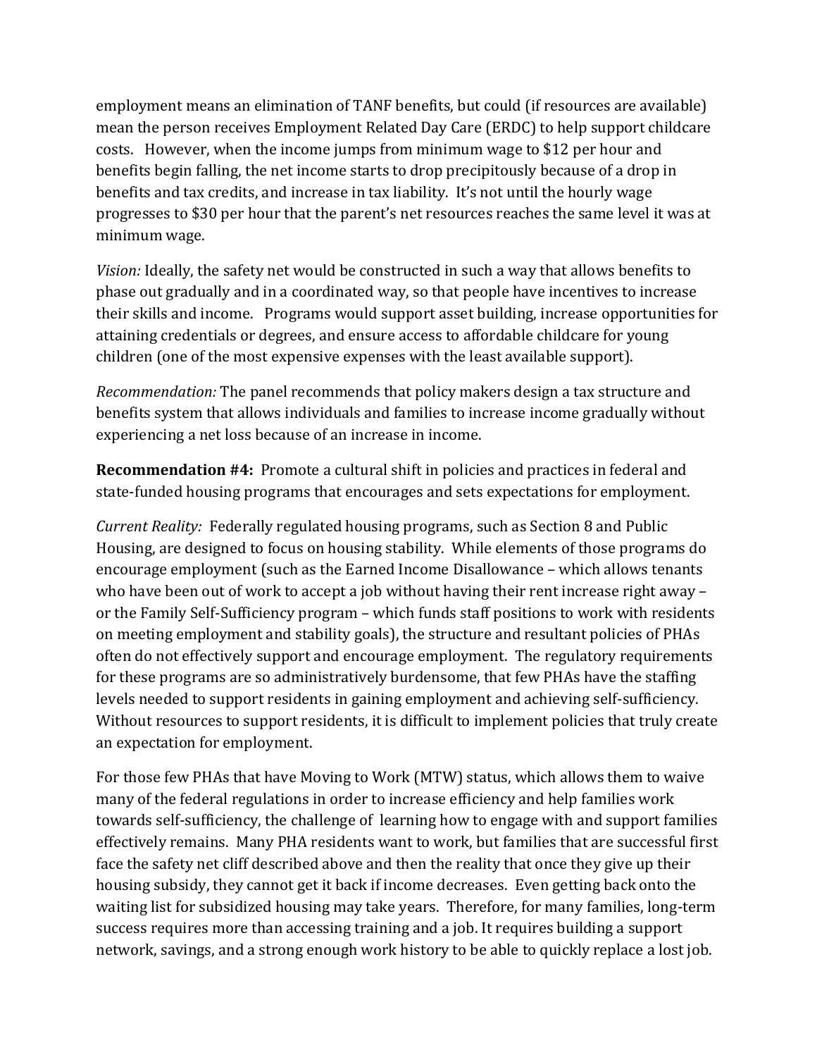employment means an elimination of TANF benefits, but could (if resources are available) mean the person receives Employment Related Day Care (ERDC) to help support childcare costs. However, when the income jumps from minimum wage to $12 per hour and benefits begin falling, the net income starts to drop precipitously because of a drop in benefits and tax credits, and increase in tax liability. It's not until the hourly wage progresses to $30 per hour that the parent's net resources reaches the same level it was at minimum wage.

*Vision:* Ideally, the safety net would be constructed in such a way that allows benefits to phase out gradually and in a coordinated way, so that people have incentives to increase their skills and income. Programs would support asset building, increase opportunities for attaining credentials or degrees, and ensure access to affordable childcare for young children (one of the most expensive expenses with the least available support).

*Recommendation:* The panel recommends that policy makers design a tax structure and benefits system that allows individuals and families to increase income gradually without experiencing a net loss because of an increase in income.

**Recommendation #4:** Promote a cultural shift in policies and practices in federal and state-funded housing programs that encourages and sets expectations for employment.

*Current Reality:* Federally regulated housing programs, such as Section 8 and Public Housing, are designed to focus on housing stability. While elements of those programs do encourage employment (such as the Earned Income Disallowance – which allows tenants who have been out of work to accept a job without having their rent increase right away – or the Family Self-Sufficiency program – which funds staff positions to work with residents on meeting employment and stability goals), the structure and resultant policies of PHAs often do not effectively support and encourage employment. The regulatory requirements for these programs are so administratively burdensome, that few PHAs have the staffing levels needed to support residents in gaining employment and achieving self-sufficiency. Without resources to support residents, it is difficult to implement policies that truly create an expectation for employment.

For those few PHAs that have Moving to Work (MTW) status, which allows them to waive many of the federal regulations in order to increase efficiency and help families work towards self-sufficiency, the challenge of learning how to engage with and support families effectively remains. Many PHA residents want to work, but families that are successful first face the safety net cliff described above and then the reality that once they give up their housing subsidy, they cannot get it back if income decreases. Even getting back onto the waiting list for subsidized housing may take years. Therefore, for many families, long-term success requires more than accessing training and a job. It requires building a support network, savings, and a strong enough work history to be able to quickly replace a lost job.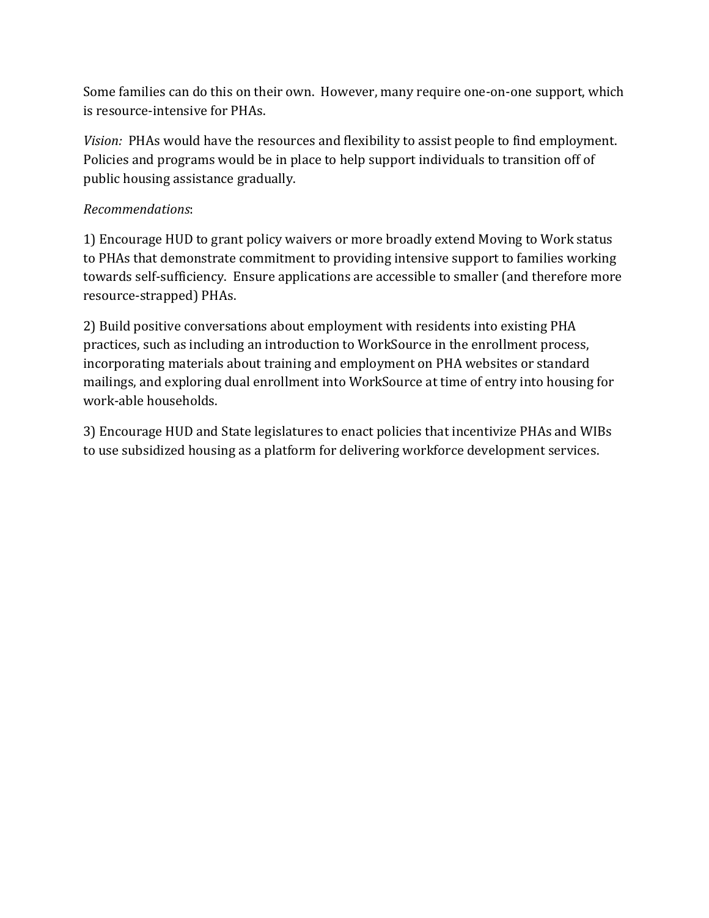Some families can do this on their own. However, many require one-on-one support, which is resource-intensive for PHAs.

*Vision:* PHAs would have the resources and flexibility to assist people to find employment. Policies and programs would be in place to help support individuals to transition off of public housing assistance gradually.

*Recommendations*:

1) Encourage HUD to grant policy waivers or more broadly extend Moving to Work status to PHAs that demonstrate commitment to providing intensive support to families working towards self-sufficiency. Ensure applications are accessible to smaller (and therefore more resource-strapped) PHAs.

2) Build positive conversations about employment with residents into existing PHA practices, such as including an introduction to WorkSource in the enrollment process, incorporating materials about training and employment on PHA websites or standard mailings, and exploring dual enrollment into WorkSource at time of entry into housing for work-able households.

3) Encourage HUD and State legislatures to enact policies that incentivize PHAs and WIBs to use subsidized housing as a platform for delivering workforce development services.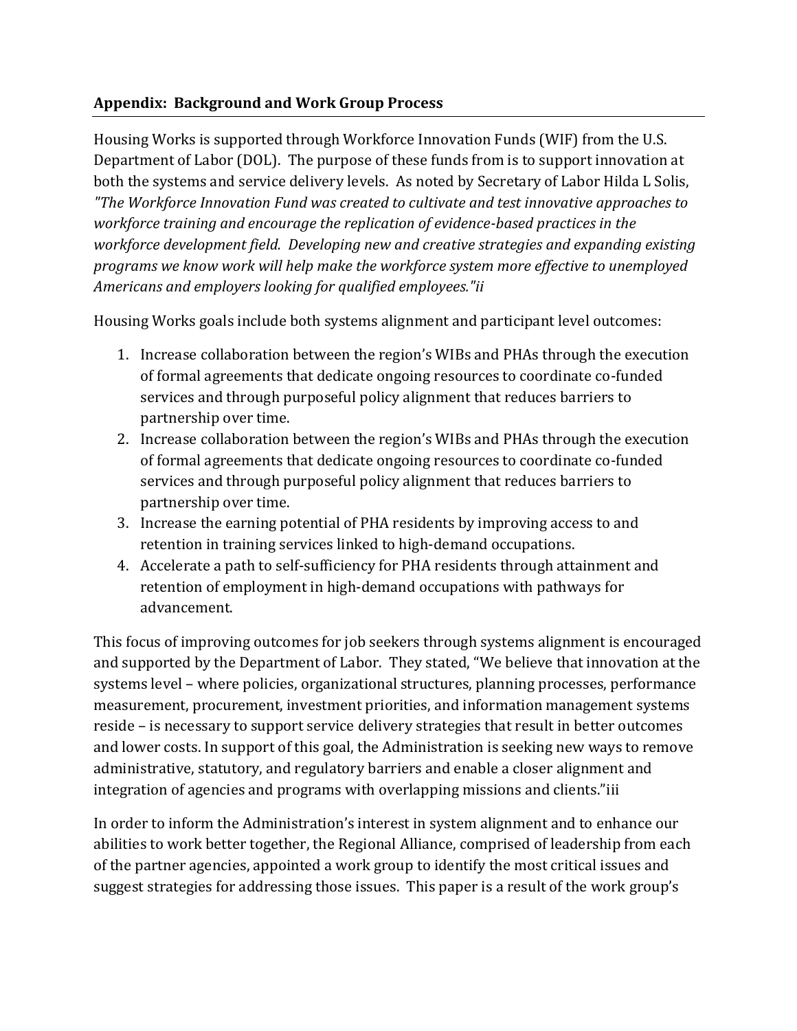**Appendix: Background and Work Group Process**

Housing Works is supported through Workforce Innovation Funds (WIF) from the U.S. Department of Labor (DOL). The purpose of these funds from is to support innovation at both the systems and service delivery levels. As noted by Secretary of Labor Hilda L Solis, *"The Workforce Innovation Fund was created to cultivate and test innovative approaches to workforce training and encourage the replication of evidence-based practices in the workforce development field. Developing new and creative strategies and expanding existing programs we know work will help make the workforce system more effective to unemployed Americans and employers looking for qualified employees."ii*

Housing Works goals include both systems alignment and participant level outcomes:

1. Increase collaboration between the region's WIBs and PHAs through the execution of formal agreements that dedicate ongoing resources to coordinate co-funded services and through purposeful policy alignment that reduces barriers to partnership over time.
2. Increase collaboration between the region's WIBs and PHAs through the execution of formal agreements that dedicate ongoing resources to coordinate co-funded services and through purposeful policy alignment that reduces barriers to partnership over time.
3. Increase the earning potential of PHA residents by improving access to and retention in training services linked to high-demand occupations.
4. Accelerate a path to self-sufficiency for PHA residents through attainment and retention of employment in high-demand occupations with pathways for advancement.

This focus of improving outcomes for job seekers through systems alignment is encouraged and supported by the Department of Labor. They stated, "We believe that innovation at the systems level – where policies, organizational structures, planning processes, performance measurement, procurement, investment priorities, and information management systems reside – is necessary to support service delivery strategies that result in better outcomes and lower costs. In support of this goal, the Administration is seeking new ways to remove administrative, statutory, and regulatory barriers and enable a closer alignment and integration of agencies and programs with overlapping missions and clients."iii

In order to inform the Administration's interest in system alignment and to enhance our abilities to work better together, the Regional Alliance, comprised of leadership from each of the partner agencies, appointed a work group to identify the most critical issues and suggest strategies for addressing those issues. This paper is a result of the work group's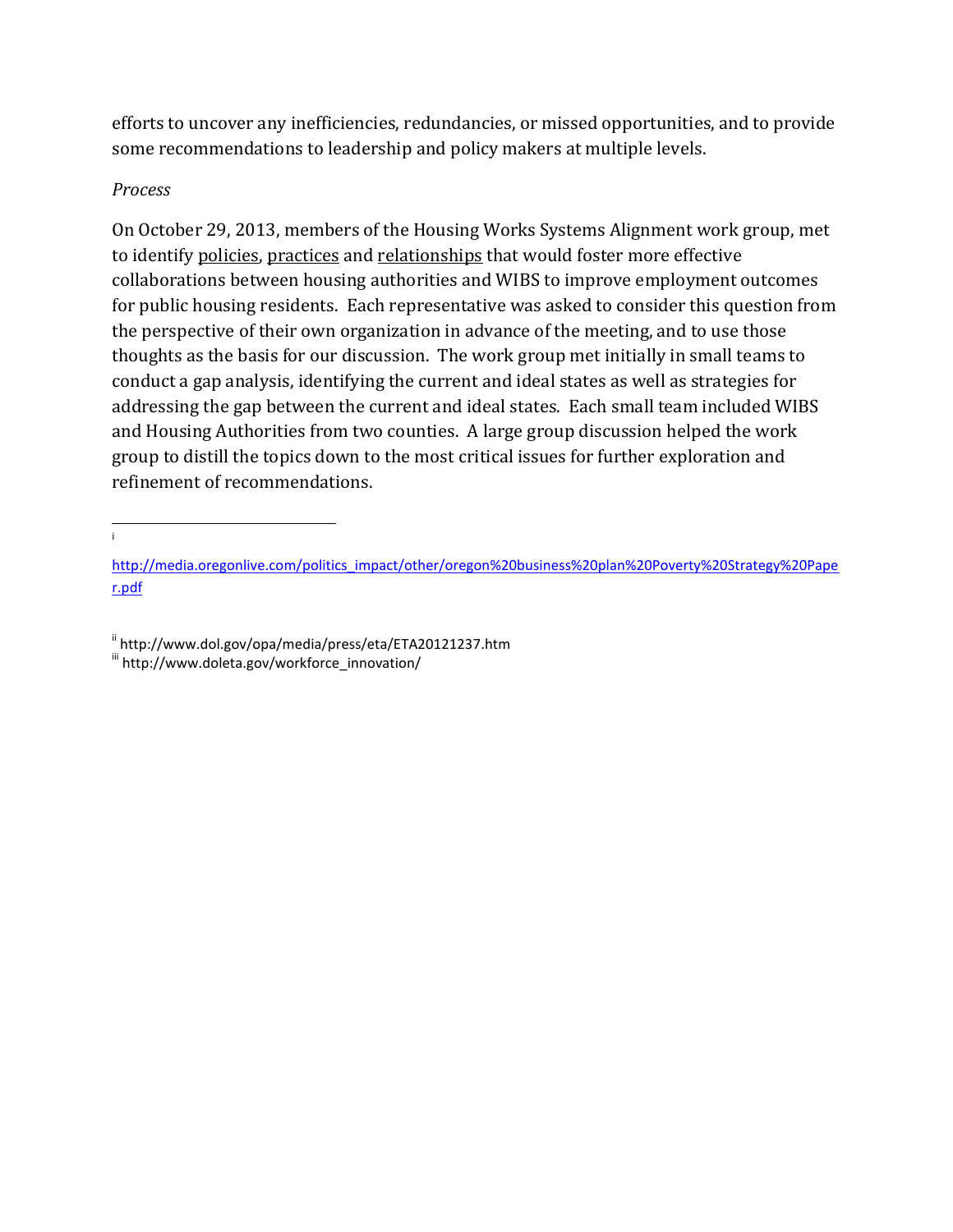efforts to uncover any inefficiencies, redundancies, or missed opportunities, and to provide some recommendations to leadership and policy makers at multiple levels.

*Process*

On October 29, 2013, members of the Housing Works Systems Alignment work group, met to identify policies, practices and relationships that would foster more effective collaborations between housing authorities and WIBS to improve employment outcomes for public housing residents. Each representative was asked to consider this question from the perspective of their own organization in advance of the meeting, and to use those thoughts as the basis for our discussion. The work group met initially in small teams to conduct a gap analysis, identifying the current and ideal states as well as strategies for addressing the gap between the current and ideal states. Each small team included WIBS and Housing Authorities from two counties. A large group discussion helped the work group to distill the topics down to the most critical issues for further exploration and refinement of recommendations.

---

[i] http://media.oregonlive.com/politics_impact/other/oregon%20business%20plan%20Poverty%20Strategy%20Paper.pdf

[ii] http://www.dol.gov/opa/media/press/eta/ETA20121237.htm

[iii] http://www.doleta.gov/workforce_innovation/